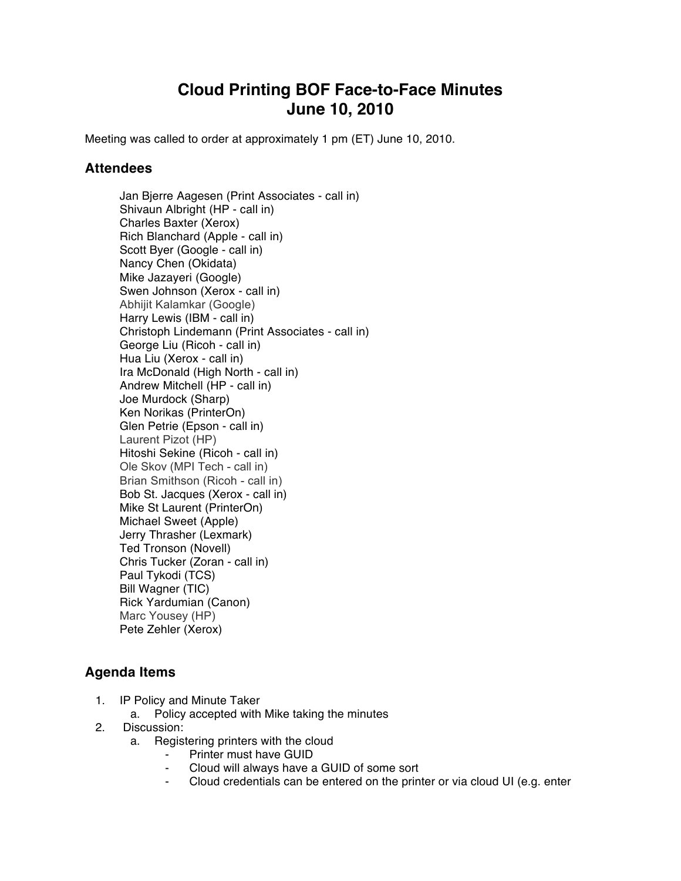# Cloud Printing BOF Face-to-Face Minutes
# June 10, 2010

Meeting was called to order at approximately 1 pm (ET) June 10, 2010.

## Attendees

Jan Bjerre Aagesen (Print Associates - call in)
Shivaun Albright (HP - call in)
Charles Baxter (Xerox)
Rich Blanchard (Apple - call in)
Scott Byer (Google - call in)
Nancy Chen (Okidata)
Mike Jazayeri (Google)
Swen Johnson (Xerox - call in)
Abhijit Kalamkar (Google)
Harry Lewis (IBM - call in)
Christoph Lindemann (Print Associates - call in)
George Liu (Ricoh - call in)
Hua Liu (Xerox - call in)
Ira McDonald (High North - call in)
Andrew Mitchell (HP - call in)
Joe Murdock (Sharp)
Ken Norikas (PrinterOn)
Glen Petrie (Epson - call in)
Laurent Pizot (HP)
Hitoshi Sekine (Ricoh - call in)
Ole Skov (MPI Tech - call in)
Brian Smithson (Ricoh - call in)
Bob St. Jacques (Xerox - call in)
Mike St Laurent (PrinterOn)
Michael Sweet (Apple)
Jerry Thrasher (Lexmark)
Ted Tronson (Novell)
Chris Tucker (Zoran - call in)
Paul Tykodi (TCS)
Bill Wagner (TIC)
Rick Yardumian (Canon)
Marc Yousey (HP)
Pete Zehler (Xerox)

## Agenda Items

1. IP Policy and Minute Taker
   a. Policy accepted with Mike taking the minutes
2. Discussion:
   a. Registering printers with the cloud
      - Printer must have GUID
      - Cloud will always have a GUID of some sort
      - Cloud credentials can be entered on the printer or via cloud UI (e.g. enter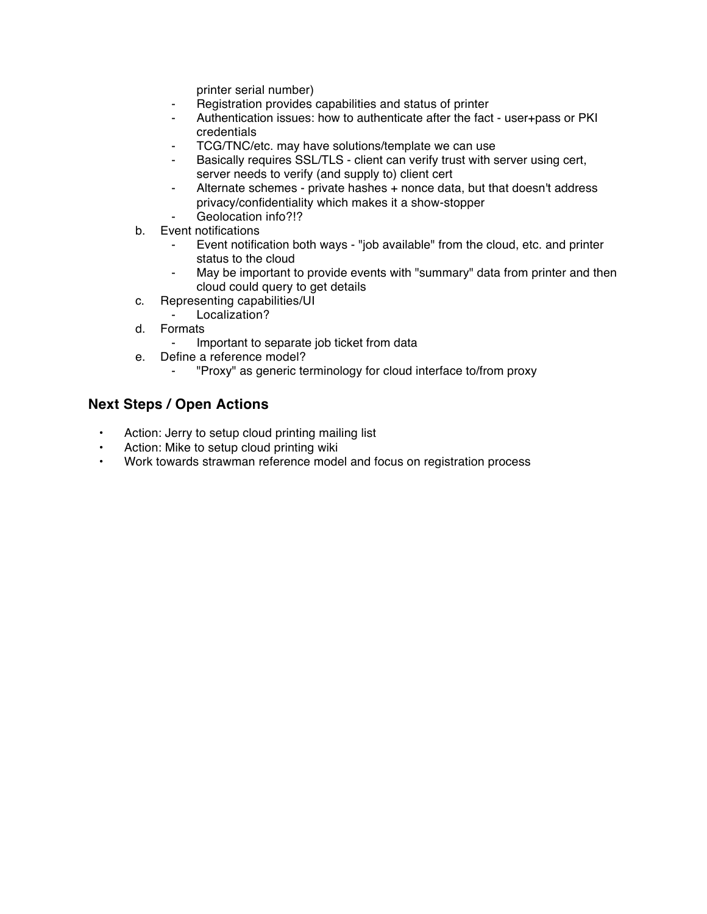printer serial number)
    - Registration provides capabilities and status of printer
    - Authentication issues: how to authenticate after the fact - user+pass or PKI credentials
    - TCG/TNC/etc. may have solutions/template we can use
    - Basically requires SSL/TLS - client can verify trust with server using cert, server needs to verify (and supply to) client cert
    - Alternate schemes - private hashes + nonce data, but that doesn't address privacy/confidentiality which makes it a show-stopper
    - Geolocation info?!?

b. Event notifications
    - Event notification both ways - "job available" from the cloud, etc. and printer status to the cloud
    - May be important to provide events with "summary" data from printer and then cloud could query to get details

c. Representing capabilities/UI
    - Localization?

d. Formats
    - Important to separate job ticket from data

e. Define a reference model?
    - "Proxy" as generic terminology for cloud interface to/from proxy

## Next Steps / Open Actions

- Action: Jerry to setup cloud printing mailing list
- Action: Mike to setup cloud printing wiki
- Work towards strawman reference model and focus on registration process